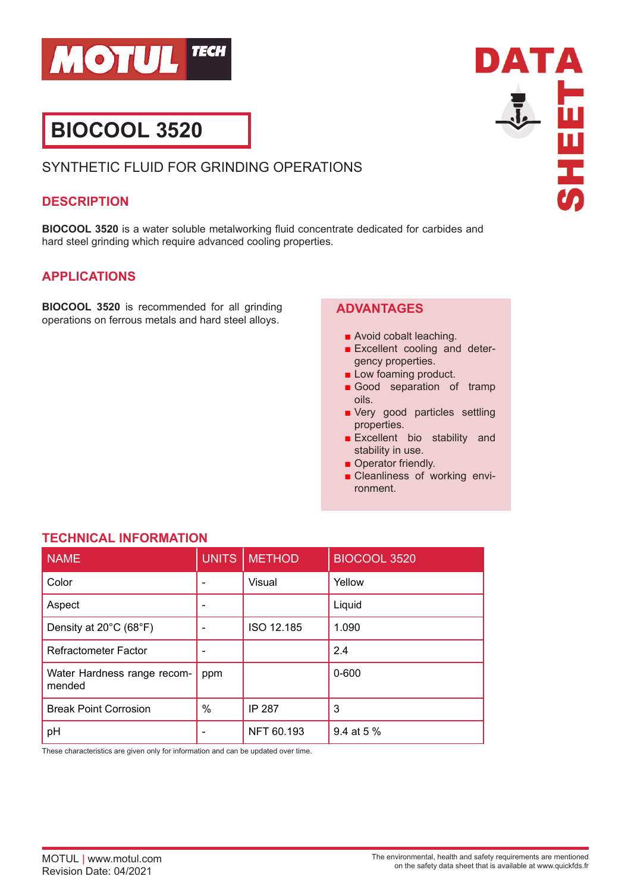# BIOCOOL 3520

SYNTHETIC FLUID FOR GRINDING OPERATIONS

## DESCRIPTION

**BIOCOOL 3520** is a water soluble metalworking fluid concentrate dedicated for carbides and hard steel grinding which require advanced cooling properties.

## APPLICATIONS

**BIOCOOL 3520** is recommended for all grinding operations on ferrous metals and hard steel alloys.

## ADVANTAGES

- Avoid cobalt leaching.
- Excellent cooling and detergency properties.
- Low foaming product.
- Good separation of tramp oils.
- Very good particles settling properties.
- Excellent bio stability and stability in use.
- Operator friendly.
- Cleanliness of working environment.

## TECHNICAL INFORMATION

| NAME | UNITS | METHOD | BIOCOOL 3520 |
|---|---|---|---|
| Color | - | Visual | Yellow |
| Aspect | - | | Liquid |
| Density at 20°C (68°F) | - | ISO 12.185 | 1.090 |
| Refractometer Factor | - | | 2.4 |
| Water Hardness range recommended | ppm | | 0-600 |
| Break Point Corrosion | % | IP 287 | 3 |
| pH | - | NFT 60.193 | 9.4 at 5 % |

These characteristics are given only for information and can be updated over time.

MOTUL | www.motul.com
Revision Date: 04/2021

The environmental, health and safety requirements are mentioned on the safety data sheet that is available at www.quickfds.fr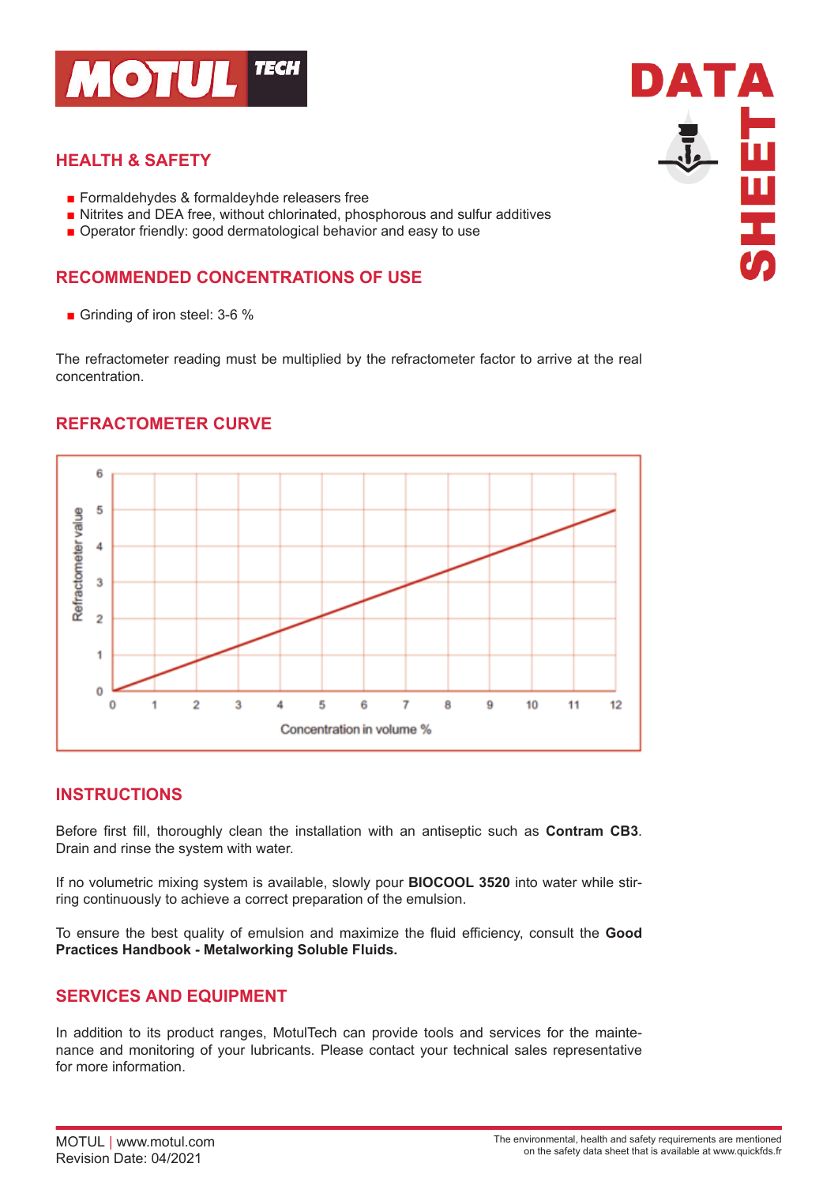## HEALTH & SAFETY

- Formaldehydes & formaldeyhde releasers free
- Nitrites and DEA free, without chlorinated, phosphorous and sulfur additives
- Operator friendly: good dermatological behavior and easy to use

## RECOMMENDED CONCENTRATIONS OF USE

- Grinding of iron steel: 3-6 %

The refractometer reading must be multiplied by the refractometer factor to arrive at the real concentration.

## REFRACTOMETER CURVE

Refractometer value

0
1
2
3
4
5
6

Concentration in volume %

0
1
2
3
4
5
6
7
8
9
10
11
12

## INSTRUCTIONS

Before first fill, thoroughly clean the installation with an antiseptic such as **Contram CB3**. Drain and rinse the system with water.

If no volumetric mixing system is available, slowly pour **BIOCOOL 3520** into water while stirring continuously to achieve a correct preparation of the emulsion.

To ensure the best quality of emulsion and maximize the fluid efficiency, consult the **Good Practices Handbook - Metalworking Soluble Fluids.**

## SERVICES AND EQUIPMENT

In addition to its product ranges, MotulTech can provide tools and services for the maintenance and monitoring of your lubricants. Please contact your technical sales representative for more information.

MOTUL | www.motul.com
Revision Date: 04/2021

The environmental, health and safety requirements are mentioned on the safety data sheet that is available at www.quickfds.fr